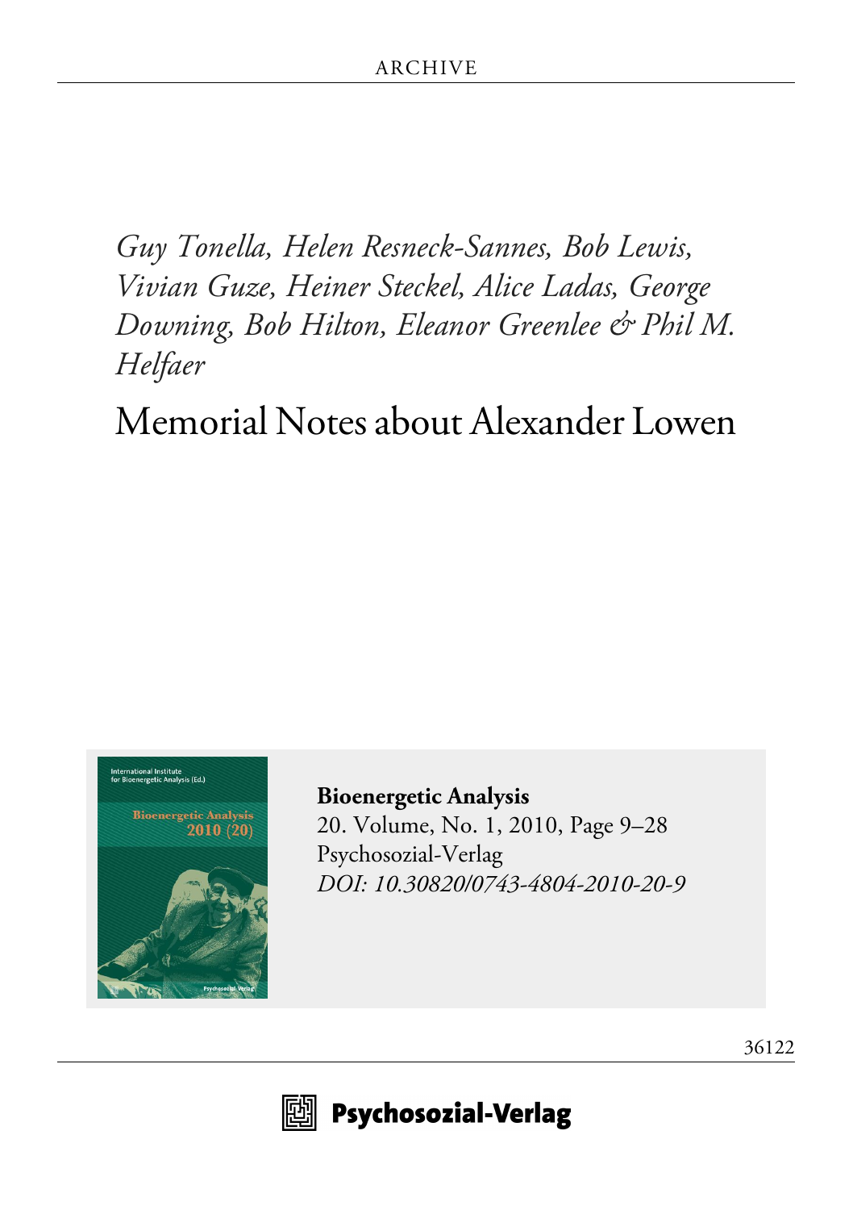ARCHIVE

*Guy Tonella, Helen Resneck-Sannes, Bob Lewis, Vivian Guze, Heiner Steckel, Alice Ladas, George Downing, Bob Hilton, Eleanor Greenlee & Phil M. Helfaer*

# Memorial Notes about Alexander Lowen

**Bioenergetic Analysis**
20. Volume, No. 1, 2010, Page 9–28
Psychosozial-Verlag
*DOI: 10.30820/0743-4804-2010-20-9*

36122

Psychosozial-Verlag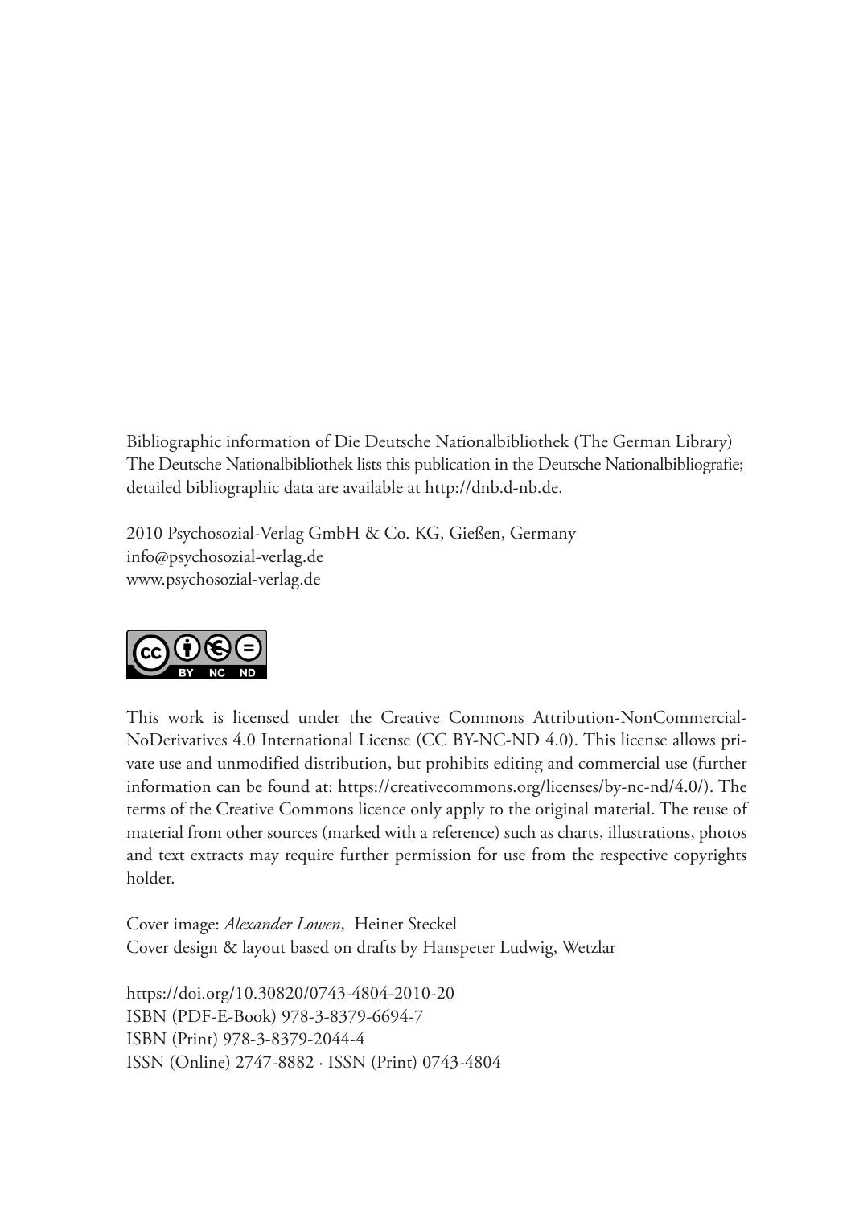Bibliographic information of Die Deutsche Nationalbibliothek (The German Library)
The Deutsche Nationalbibliothek lists this publication in the Deutsche Nationalbibliografie; detailed bibliographic data are available at http://dnb.d-nb.de.

2010 Psychosozial-Verlag GmbH & Co. KG, Gießen, Germany
info@psychosozial-verlag.de
www.psychosozial-verlag.de

This work is licensed under the Creative Commons Attribution-NonCommercial-NoDerivatives 4.0 International License (CC BY-NC-ND 4.0). This license allows private use and unmodified distribution, but prohibits editing and commercial use (further information can be found at: https://creativecommons.org/licenses/by-nc-nd/4.0/). The terms of the Creative Commons licence only apply to the original material. The reuse of material from other sources (marked with a reference) such as charts, illustrations, photos and text extracts may require further permission for use from the respective copyrights holder.

Cover image: *Alexander Lowen*, Heiner Steckel
Cover design & layout based on drafts by Hanspeter Ludwig, Wetzlar

https://doi.org/10.30820/0743-4804-2010-20
ISBN (PDF-E-Book) 978-3-8379-6694-7
ISBN (Print) 978-3-8379-2044-4
ISSN (Online) 2747-8882 · ISSN (Print) 0743-4804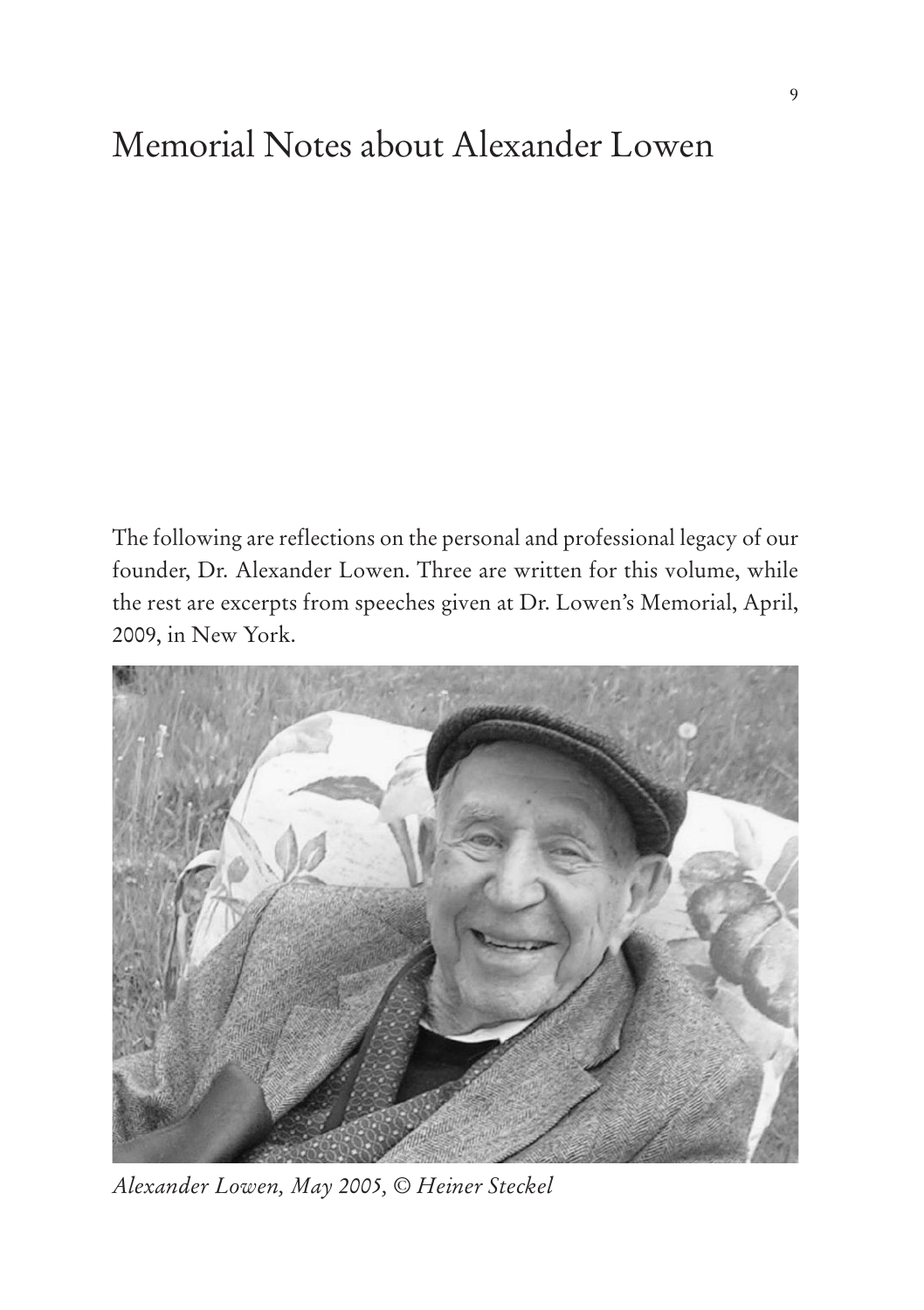# Memorial Notes about Alexander Lowen

The following are reflections on the personal and professional legacy of our founder, Dr. Alexander Lowen. Three are written for this volume, while the rest are excerpts from speeches given at Dr. Lowen's Memorial, April, 2009, in New York.

*Alexander Lowen, May 2005, © Heiner Steckel*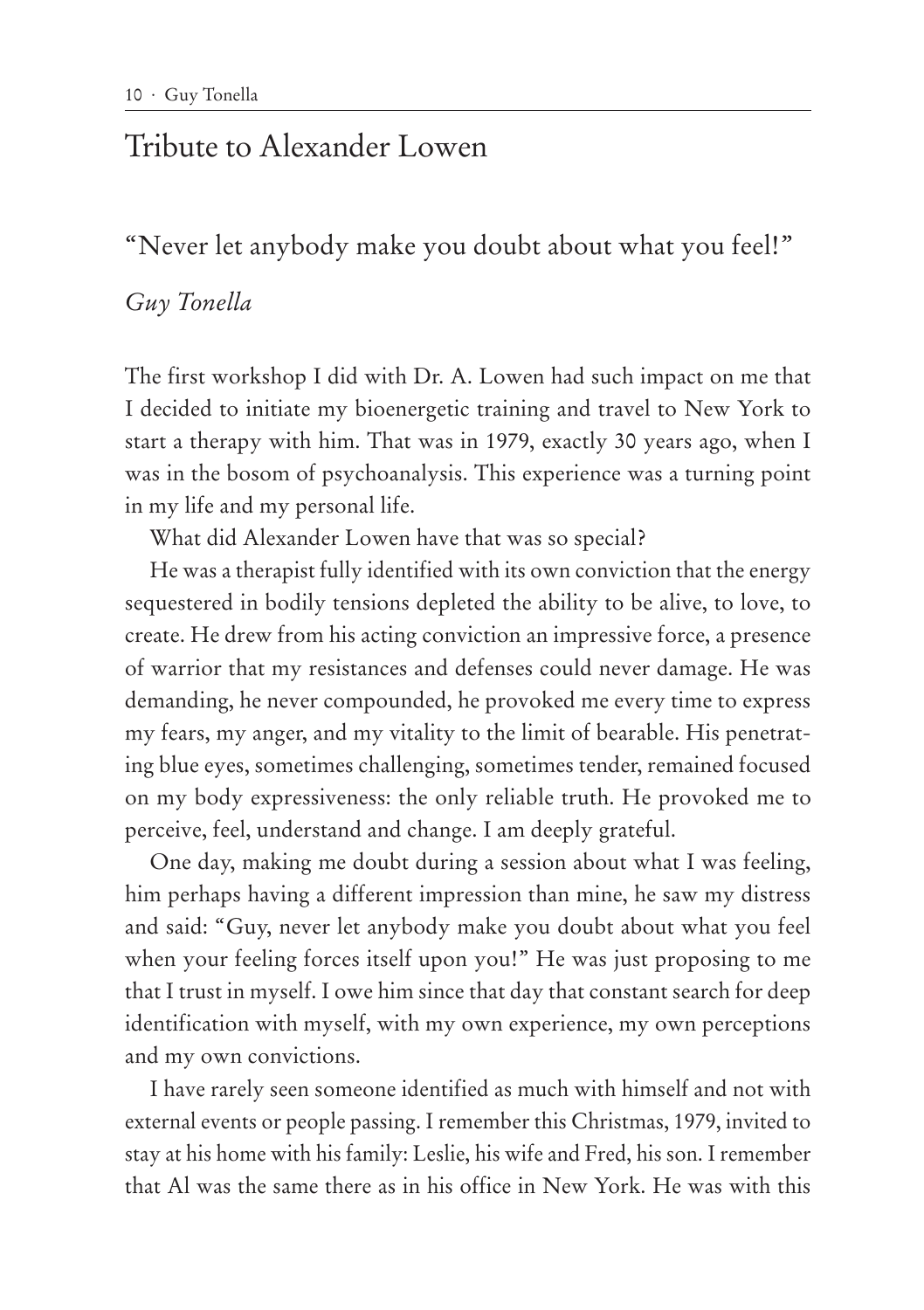# Tribute to Alexander Lowen

## "Never let anybody make you doubt about what you feel!"

*Guy Tonella*

The first workshop I did with Dr. A. Lowen had such impact on me that I decided to initiate my bioenergetic training and travel to New York to start a therapy with him. That was in 1979, exactly 30 years ago, when I was in the bosom of psychoanalysis. This experience was a turning point in my life and my personal life.

What did Alexander Lowen have that was so special?

He was a therapist fully identified with its own conviction that the energy sequestered in bodily tensions depleted the ability to be alive, to love, to create. He drew from his acting conviction an impressive force, a presence of warrior that my resistances and defenses could never damage. He was demanding, he never compounded, he provoked me every time to express my fears, my anger, and my vitality to the limit of bearable. His penetrating blue eyes, sometimes challenging, sometimes tender, remained focused on my body expressiveness: the only reliable truth. He provoked me to perceive, feel, understand and change. I am deeply grateful.

One day, making me doubt during a session about what I was feeling, him perhaps having a different impression than mine, he saw my distress and said: "Guy, never let anybody make you doubt about what you feel when your feeling forces itself upon you!" He was just proposing to me that I trust in myself. I owe him since that day that constant search for deep identification with myself, with my own experience, my own perceptions and my own convictions.

I have rarely seen someone identified as much with himself and not with external events or people passing. I remember this Christmas, 1979, invited to stay at his home with his family: Leslie, his wife and Fred, his son. I remember that Al was the same there as in his office in New York. He was with this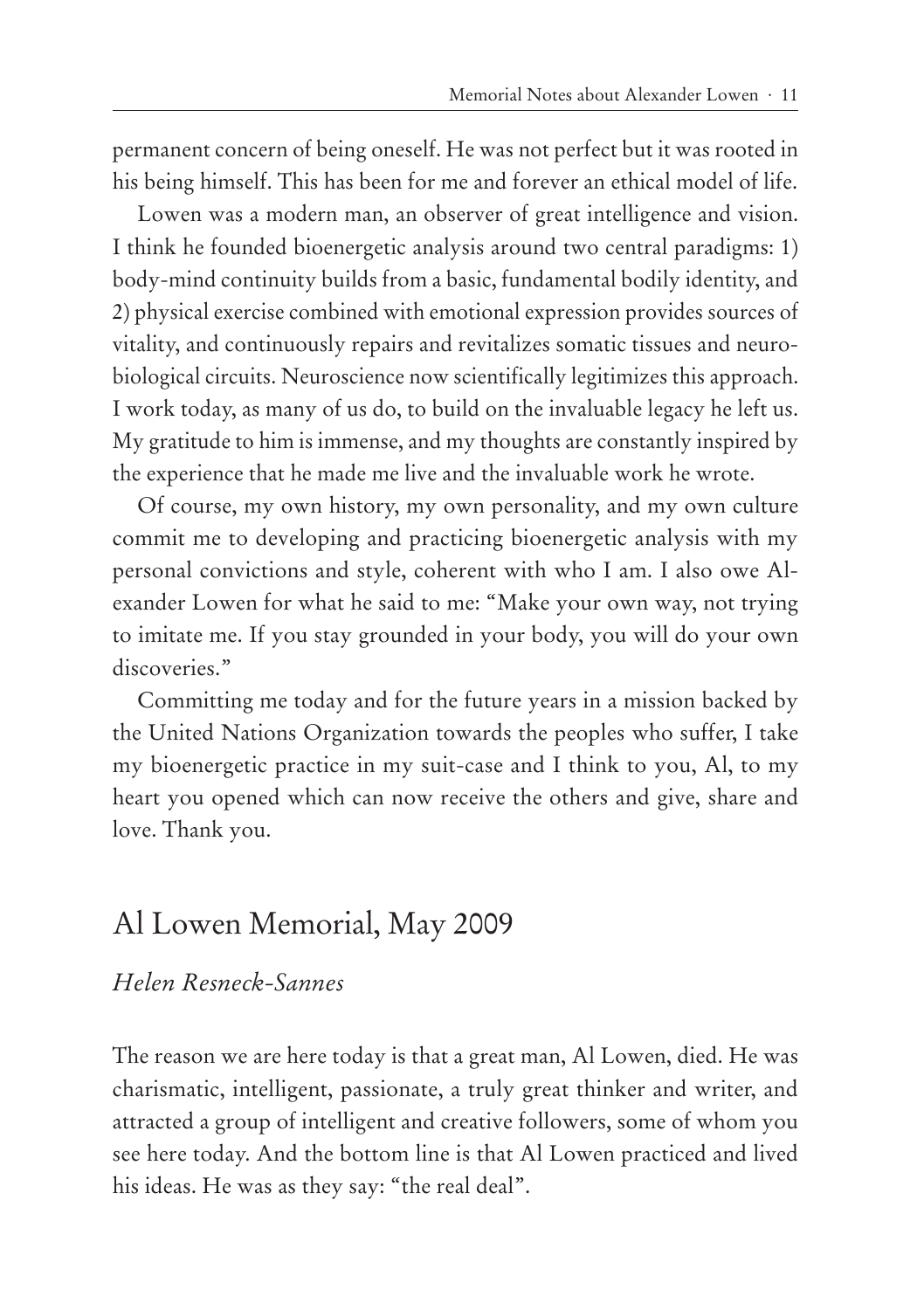permanent concern of being oneself. He was not perfect but it was rooted in his being himself. This has been for me and forever an ethical model of life.

Lowen was a modern man, an observer of great intelligence and vision. I think he founded bioenergetic analysis around two central paradigms: 1) body-mind continuity builds from a basic, fundamental bodily identity, and 2) physical exercise combined with emotional expression provides sources of vitality, and continuously repairs and revitalizes somatic tissues and neurobiological circuits. Neuroscience now scientifically legitimizes this approach. I work today, as many of us do, to build on the invaluable legacy he left us. My gratitude to him is immense, and my thoughts are constantly inspired by the experience that he made me live and the invaluable work he wrote.

Of course, my own history, my own personality, and my own culture commit me to developing and practicing bioenergetic analysis with my personal convictions and style, coherent with who I am. I also owe Alexander Lowen for what he said to me: "Make your own way, not trying to imitate me. If you stay grounded in your body, you will do your own discoveries."

Committing me today and for the future years in a mission backed by the United Nations Organization towards the peoples who suffer, I take my bioenergetic practice in my suit-case and I think to you, Al, to my heart you opened which can now receive the others and give, share and love. Thank you.

## Al Lowen Memorial, May 2009

*Helen Resneck-Sannes*

The reason we are here today is that a great man, Al Lowen, died. He was charismatic, intelligent, passionate, a truly great thinker and writer, and attracted a group of intelligent and creative followers, some of whom you see here today. And the bottom line is that Al Lowen practiced and lived his ideas. He was as they say: "the real deal".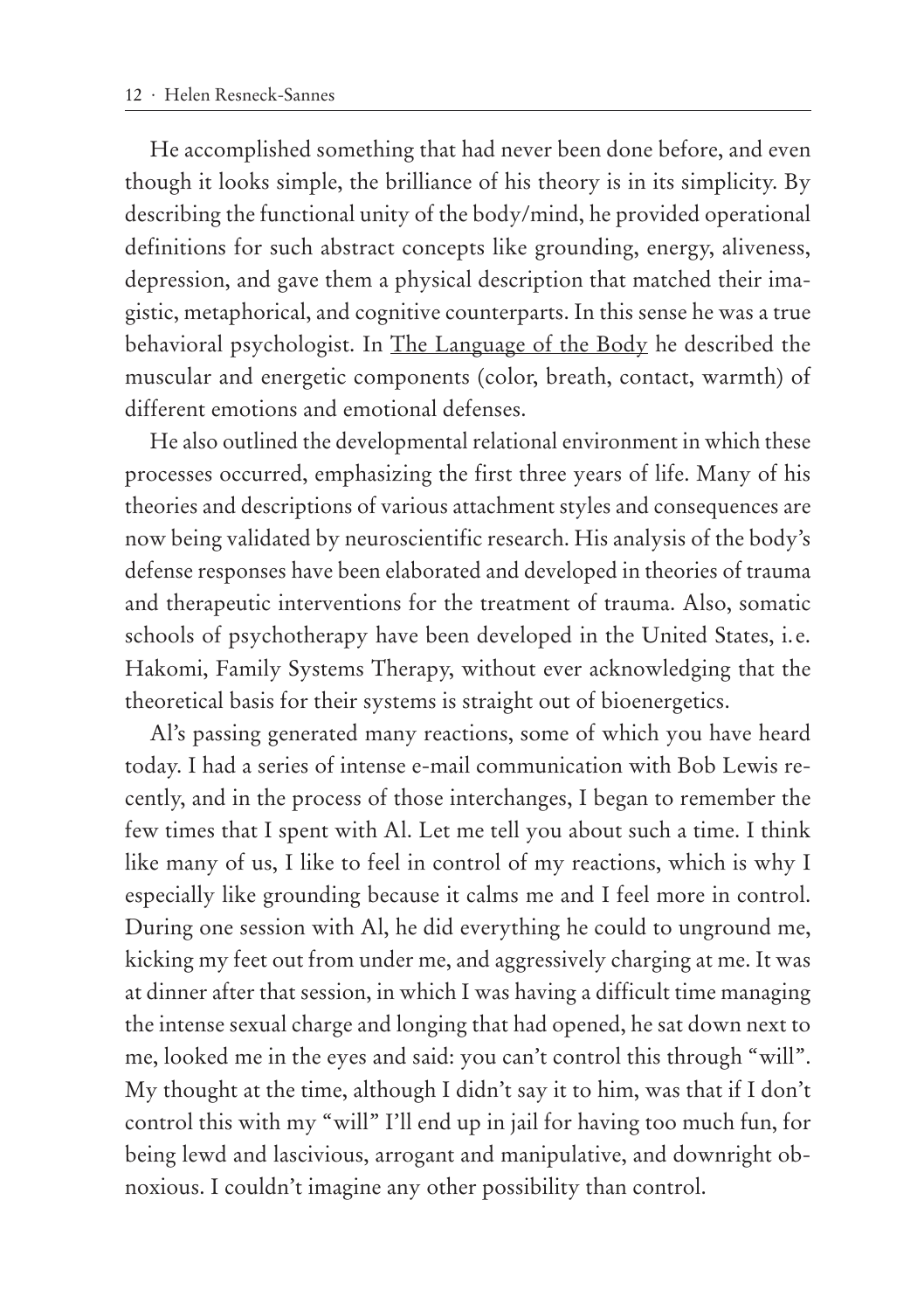He accomplished something that had never been done before, and even though it looks simple, the brilliance of his theory is in its simplicity. By describing the functional unity of the body/mind, he provided operational definitions for such abstract concepts like grounding, energy, aliveness, depression, and gave them a physical description that matched their imagistic, metaphorical, and cognitive counterparts. In this sense he was a true behavioral psychologist. In <u>The Language of the Body</u> he described the muscular and energetic components (color, breath, contact, warmth) of different emotions and emotional defenses.

He also outlined the developmental relational environment in which these processes occurred, emphasizing the first three years of life. Many of his theories and descriptions of various attachment styles and consequences are now being validated by neuroscientific research. His analysis of the body's defense responses have been elaborated and developed in theories of trauma and therapeutic interventions for the treatment of trauma. Also, somatic schools of psychotherapy have been developed in the United States, i.e. Hakomi, Family Systems Therapy, without ever acknowledging that the theoretical basis for their systems is straight out of bioenergetics.

Al's passing generated many reactions, some of which you have heard today. I had a series of intense e-mail communication with Bob Lewis recently, and in the process of those interchanges, I began to remember the few times that I spent with Al. Let me tell you about such a time. I think like many of us, I like to feel in control of my reactions, which is why I especially like grounding because it calms me and I feel more in control. During one session with Al, he did everything he could to unground me, kicking my feet out from under me, and aggressively charging at me. It was at dinner after that session, in which I was having a difficult time managing the intense sexual charge and longing that had opened, he sat down next to me, looked me in the eyes and said: you can't control this through "will". My thought at the time, although I didn't say it to him, was that if I don't control this with my "will" I'll end up in jail for having too much fun, for being lewd and lascivious, arrogant and manipulative, and downright obnoxious. I couldn't imagine any other possibility than control.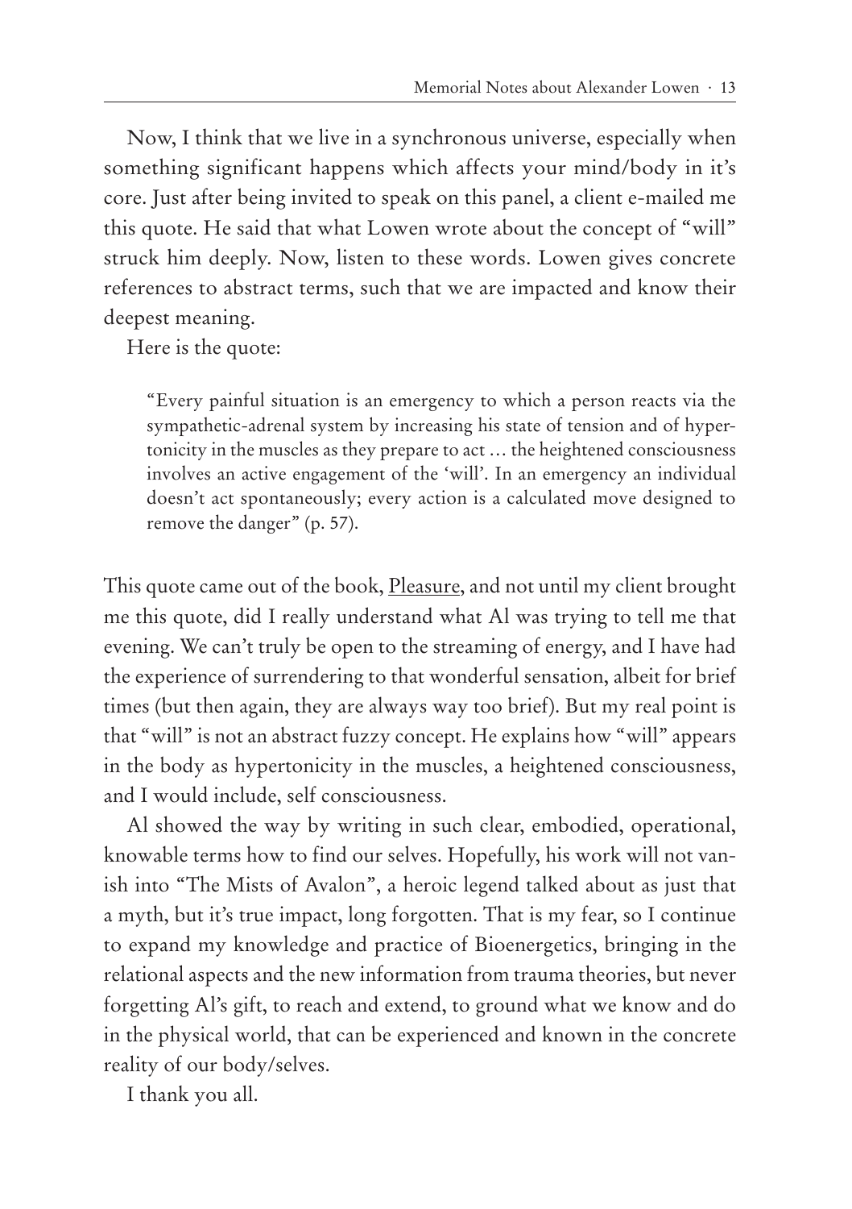Now, I think that we live in a synchronous universe, especially when something significant happens which affects your mind/body in it's core. Just after being invited to speak on this panel, a client e-mailed me this quote. He said that what Lowen wrote about the concept of "will" struck him deeply. Now, listen to these words. Lowen gives concrete references to abstract terms, such that we are impacted and know their deepest meaning.

Here is the quote:

> "Every painful situation is an emergency to which a person reacts via the sympathetic-adrenal system by increasing his state of tension and of hypertonicity in the muscles as they prepare to act … the heightened consciousness involves an active engagement of the 'will'. In an emergency an individual doesn't act spontaneously; every action is a calculated move designed to remove the danger" (p. 57).

This quote came out of the book, Pleasure, and not until my client brought me this quote, did I really understand what Al was trying to tell me that evening. We can't truly be open to the streaming of energy, and I have had the experience of surrendering to that wonderful sensation, albeit for brief times (but then again, they are always way too brief). But my real point is that "will" is not an abstract fuzzy concept. He explains how "will" appears in the body as hypertonicity in the muscles, a heightened consciousness, and I would include, self consciousness.

Al showed the way by writing in such clear, embodied, operational, knowable terms how to find our selves. Hopefully, his work will not vanish into "The Mists of Avalon", a heroic legend talked about as just that a myth, but it's true impact, long forgotten. That is my fear, so I continue to expand my knowledge and practice of Bioenergetics, bringing in the relational aspects and the new information from trauma theories, but never forgetting Al's gift, to reach and extend, to ground what we know and do in the physical world, that can be experienced and known in the concrete reality of our body/selves.

I thank you all.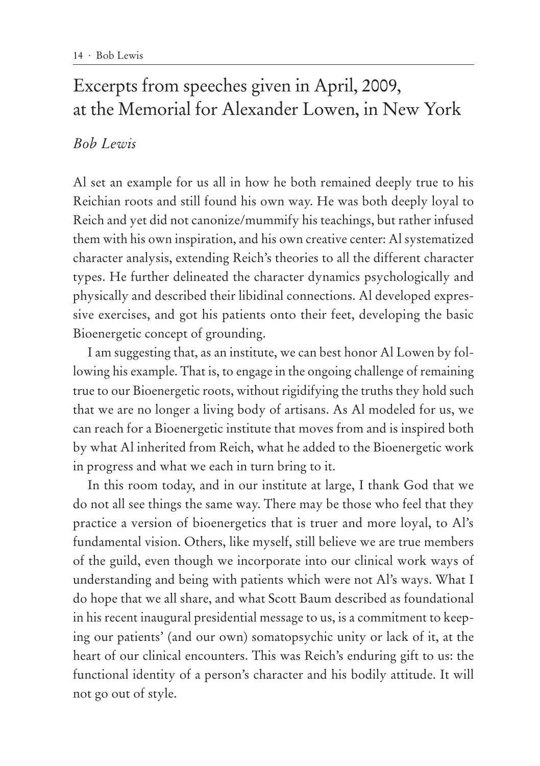# Excerpts from speeches given in April, 2009, at the Memorial for Alexander Lowen, in New York

*Bob Lewis*

Al set an example for us all in how he both remained deeply true to his Reichian roots and still found his own way. He was both deeply loyal to Reich and yet did not canonize/mummify his teachings, but rather infused them with his own inspiration, and his own creative center: Al systematized character analysis, extending Reich's theories to all the different character types. He further delineated the character dynamics psychologically and physically and described their libidinal connections. Al developed expressive exercises, and got his patients onto their feet, developing the basic Bioenergetic concept of grounding.

I am suggesting that, as an institute, we can best honor Al Lowen by following his example. That is, to engage in the ongoing challenge of remaining true to our Bioenergetic roots, without rigidifying the truths they hold such that we are no longer a living body of artisans. As Al modeled for us, we can reach for a Bioenergetic institute that moves from and is inspired both by what Al inherited from Reich, what he added to the Bioenergetic work in progress and what we each in turn bring to it.

In this room today, and in our institute at large, I thank God that we do not all see things the same way. There may be those who feel that they practice a version of bioenergetics that is truer and more loyal, to Al's fundamental vision. Others, like myself, still believe we are true members of the guild, even though we incorporate into our clinical work ways of understanding and being with patients which were not Al's ways. What I do hope that we all share, and what Scott Baum described as foundational in his recent inaugural presidential message to us, is a commitment to keeping our patients' (and our own) somatopsychic unity or lack of it, at the heart of our clinical encounters. This was Reich's enduring gift to us: the functional identity of a person's character and his bodily attitude. It will not go out of style.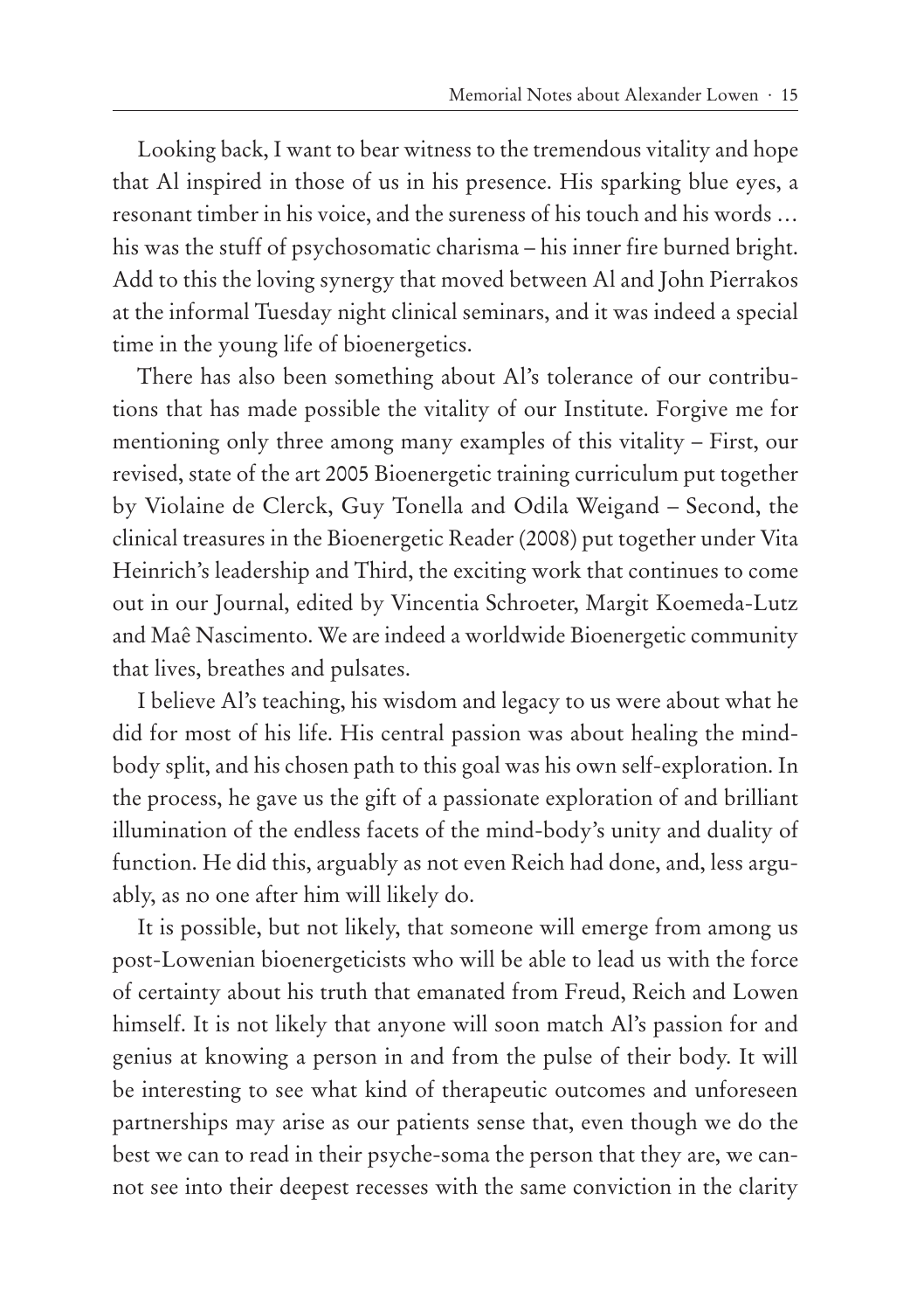Looking back, I want to bear witness to the tremendous vitality and hope that Al inspired in those of us in his presence. His sparking blue eyes, a resonant timber in his voice, and the sureness of his touch and his words … his was the stuff of psychosomatic charisma – his inner fire burned bright. Add to this the loving synergy that moved between Al and John Pierrakos at the informal Tuesday night clinical seminars, and it was indeed a special time in the young life of bioenergetics.

There has also been something about Al's tolerance of our contributions that has made possible the vitality of our Institute. Forgive me for mentioning only three among many examples of this vitality – First, our revised, state of the art 2005 Bioenergetic training curriculum put together by Violaine de Clerck, Guy Tonella and Odila Weigand – Second, the clinical treasures in the Bioenergetic Reader (2008) put together under Vita Heinrich's leadership and Third, the exciting work that continues to come out in our Journal, edited by Vincentia Schroeter, Margit Koemeda-Lutz and Maê Nascimento. We are indeed a worldwide Bioenergetic community that lives, breathes and pulsates.

I believe Al's teaching, his wisdom and legacy to us were about what he did for most of his life. His central passion was about healing the mind-body split, and his chosen path to this goal was his own self-exploration. In the process, he gave us the gift of a passionate exploration of and brilliant illumination of the endless facets of the mind-body's unity and duality of function. He did this, arguably as not even Reich had done, and, less arguably, as no one after him will likely do.

It is possible, but not likely, that someone will emerge from among us post-Lowenian bioenergeticists who will be able to lead us with the force of certainty about his truth that emanated from Freud, Reich and Lowen himself. It is not likely that anyone will soon match Al's passion for and genius at knowing a person in and from the pulse of their body. It will be interesting to see what kind of therapeutic outcomes and unforeseen partnerships may arise as our patients sense that, even though we do the best we can to read in their psyche-soma the person that they are, we cannot see into their deepest recesses with the same conviction in the clarity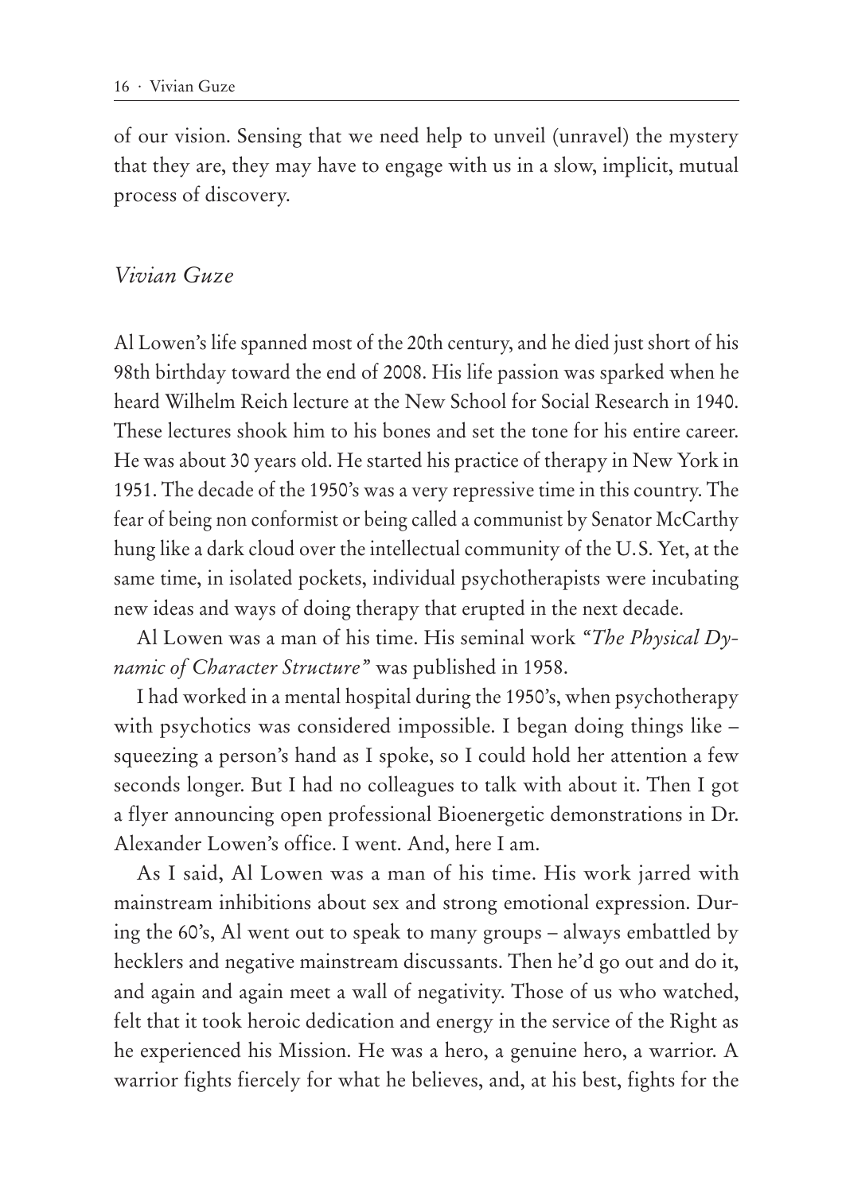of our vision. Sensing that we need help to unveil (unravel) the mystery that they are, they may have to engage with us in a slow, implicit, mutual process of discovery.

### *Vivian Guze*

Al Lowen's life spanned most of the 20th century, and he died just short of his 98th birthday toward the end of 2008. His life passion was sparked when he heard Wilhelm Reich lecture at the New School for Social Research in 1940. These lectures shook him to his bones and set the tone for his entire career. He was about 30 years old. He started his practice of therapy in New York in 1951. The decade of the 1950's was a very repressive time in this country. The fear of being non conformist or being called a communist by Senator McCarthy hung like a dark cloud over the intellectual community of the U.S. Yet, at the same time, in isolated pockets, individual psychotherapists were incubating new ideas and ways of doing therapy that erupted in the next decade.

Al Lowen was a man of his time. His seminal work *"The Physical Dynamic of Character Structure"* was published in 1958.

I had worked in a mental hospital during the 1950's, when psychotherapy with psychotics was considered impossible. I began doing things like – squeezing a person's hand as I spoke, so I could hold her attention a few seconds longer. But I had no colleagues to talk with about it. Then I got a flyer announcing open professional Bioenergetic demonstrations in Dr. Alexander Lowen's office. I went. And, here I am.

As I said, Al Lowen was a man of his time. His work jarred with mainstream inhibitions about sex and strong emotional expression. During the 60's, Al went out to speak to many groups – always embattled by hecklers and negative mainstream discussants. Then he'd go out and do it, and again and again meet a wall of negativity. Those of us who watched, felt that it took heroic dedication and energy in the service of the Right as he experienced his Mission. He was a hero, a genuine hero, a warrior. A warrior fights fiercely for what he believes, and, at his best, fights for the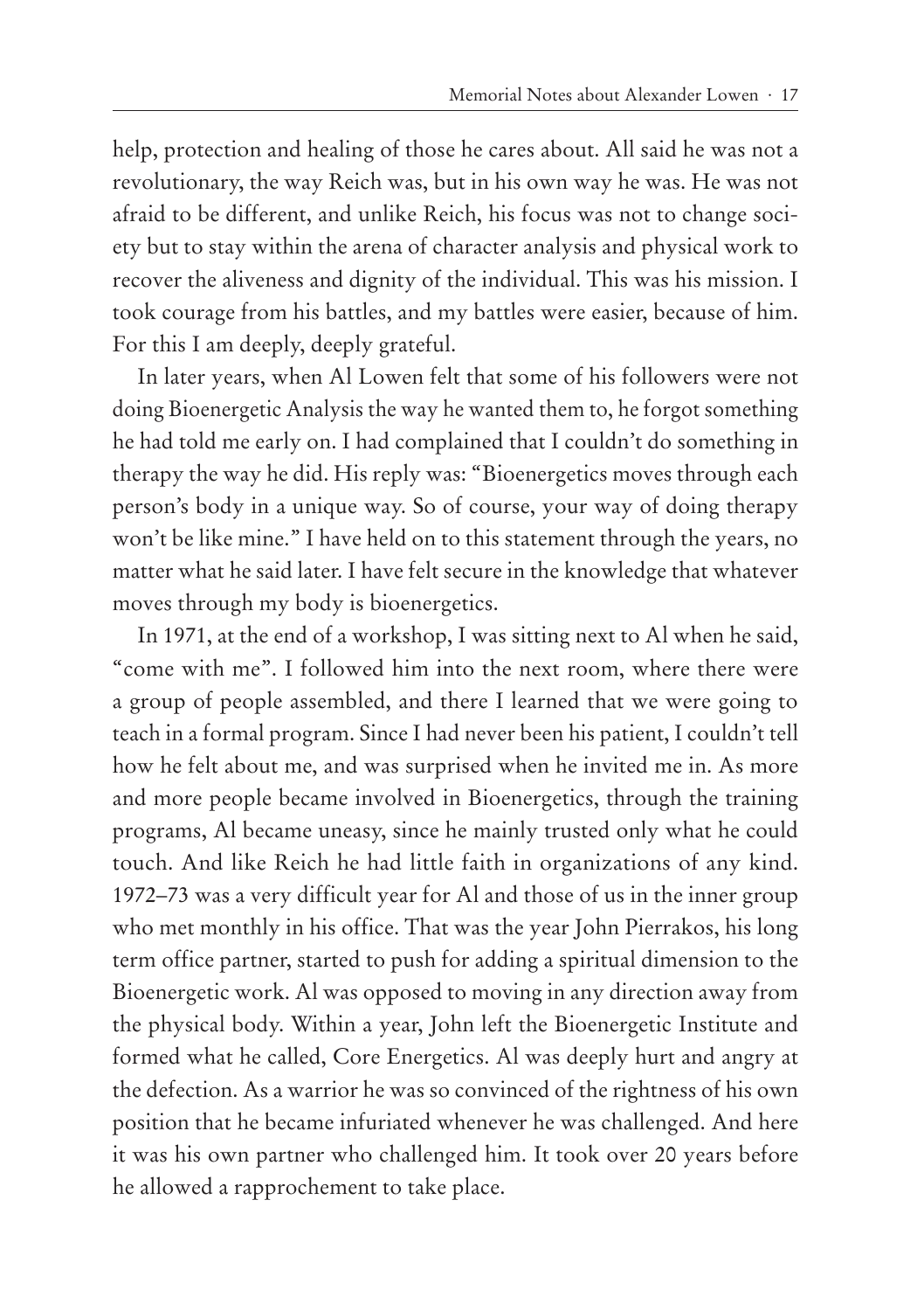help, protection and healing of those he cares about. All said he was not a revolutionary, the way Reich was, but in his own way he was. He was not afraid to be different, and unlike Reich, his focus was not to change society but to stay within the arena of character analysis and physical work to recover the aliveness and dignity of the individual. This was his mission. I took courage from his battles, and my battles were easier, because of him. For this I am deeply, deeply grateful.

In later years, when Al Lowen felt that some of his followers were not doing Bioenergetic Analysis the way he wanted them to, he forgot something he had told me early on. I had complained that I couldn't do something in therapy the way he did. His reply was: "Bioenergetics moves through each person's body in a unique way. So of course, your way of doing therapy won't be like mine." I have held on to this statement through the years, no matter what he said later. I have felt secure in the knowledge that whatever moves through my body is bioenergetics.

In 1971, at the end of a workshop, I was sitting next to Al when he said, "come with me". I followed him into the next room, where there were a group of people assembled, and there I learned that we were going to teach in a formal program. Since I had never been his patient, I couldn't tell how he felt about me, and was surprised when he invited me in. As more and more people became involved in Bioenergetics, through the training programs, Al became uneasy, since he mainly trusted only what he could touch. And like Reich he had little faith in organizations of any kind. 1972–73 was a very difficult year for Al and those of us in the inner group who met monthly in his office. That was the year John Pierrakos, his long term office partner, started to push for adding a spiritual dimension to the Bioenergetic work. Al was opposed to moving in any direction away from the physical body. Within a year, John left the Bioenergetic Institute and formed what he called, Core Energetics. Al was deeply hurt and angry at the defection. As a warrior he was so convinced of the rightness of his own position that he became infuriated whenever he was challenged. And here it was his own partner who challenged him. It took over 20 years before he allowed a rapprochement to take place.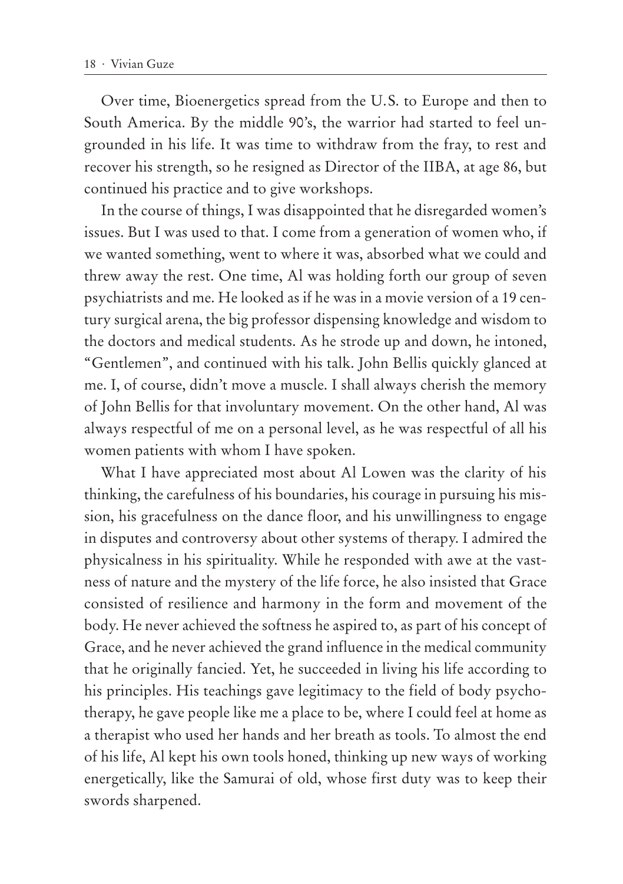Over time, Bioenergetics spread from the U.S. to Europe and then to South America. By the middle 90's, the warrior had started to feel ungrounded in his life. It was time to withdraw from the fray, to rest and recover his strength, so he resigned as Director of the IIBA, at age 86, but continued his practice and to give workshops.

In the course of things, I was disappointed that he disregarded women's issues. But I was used to that. I come from a generation of women who, if we wanted something, went to where it was, absorbed what we could and threw away the rest. One time, Al was holding forth our group of seven psychiatrists and me. He looked as if he was in a movie version of a 19 century surgical arena, the big professor dispensing knowledge and wisdom to the doctors and medical students. As he strode up and down, he intoned, "Gentlemen", and continued with his talk. John Bellis quickly glanced at me. I, of course, didn't move a muscle. I shall always cherish the memory of John Bellis for that involuntary movement. On the other hand, Al was always respectful of me on a personal level, as he was respectful of all his women patients with whom I have spoken.

What I have appreciated most about Al Lowen was the clarity of his thinking, the carefulness of his boundaries, his courage in pursuing his mission, his gracefulness on the dance floor, and his unwillingness to engage in disputes and controversy about other systems of therapy. I admired the physicalness in his spirituality. While he responded with awe at the vastness of nature and the mystery of the life force, he also insisted that Grace consisted of resilience and harmony in the form and movement of the body. He never achieved the softness he aspired to, as part of his concept of Grace, and he never achieved the grand influence in the medical community that he originally fancied. Yet, he succeeded in living his life according to his principles. His teachings gave legitimacy to the field of body psychotherapy, he gave people like me a place to be, where I could feel at home as a therapist who used her hands and her breath as tools. To almost the end of his life, Al kept his own tools honed, thinking up new ways of working energetically, like the Samurai of old, whose first duty was to keep their swords sharpened.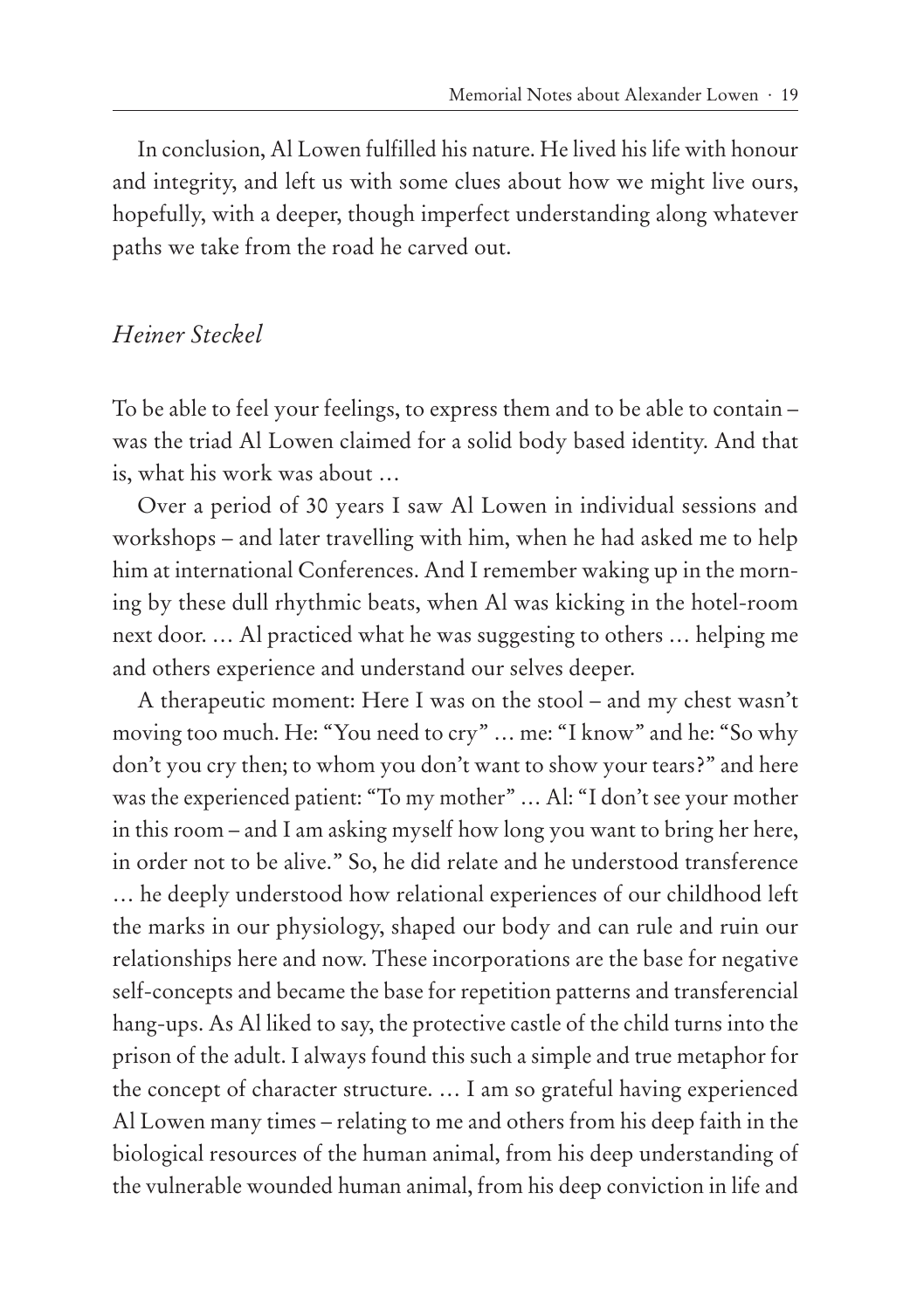In conclusion, Al Lowen fulfilled his nature. He lived his life with honour and integrity, and left us with some clues about how we might live ours, hopefully, with a deeper, though imperfect understanding along whatever paths we take from the road he carved out.

## *Heiner Steckel*

To be able to feel your feelings, to express them and to be able to contain – was the triad Al Lowen claimed for a solid body based identity. And that is, what his work was about …

Over a period of 30 years I saw Al Lowen in individual sessions and workshops – and later travelling with him, when he had asked me to help him at international Conferences. And I remember waking up in the morning by these dull rhythmic beats, when Al was kicking in the hotel-room next door. … Al practiced what he was suggesting to others … helping me and others experience and understand our selves deeper.

A therapeutic moment: Here I was on the stool – and my chest wasn't moving too much. He: "You need to cry" … me: "I know" and he: "So why don't you cry then; to whom you don't want to show your tears?" and here was the experienced patient: "To my mother" … Al: "I don't see your mother in this room – and I am asking myself how long you want to bring her here, in order not to be alive." So, he did relate and he understood transference … he deeply understood how relational experiences of our childhood left the marks in our physiology, shaped our body and can rule and ruin our relationships here and now. These incorporations are the base for negative self-concepts and became the base for repetition patterns and transferencial hang-ups. As Al liked to say, the protective castle of the child turns into the prison of the adult. I always found this such a simple and true metaphor for the concept of character structure. … I am so grateful having experienced Al Lowen many times – relating to me and others from his deep faith in the biological resources of the human animal, from his deep understanding of the vulnerable wounded human animal, from his deep conviction in life and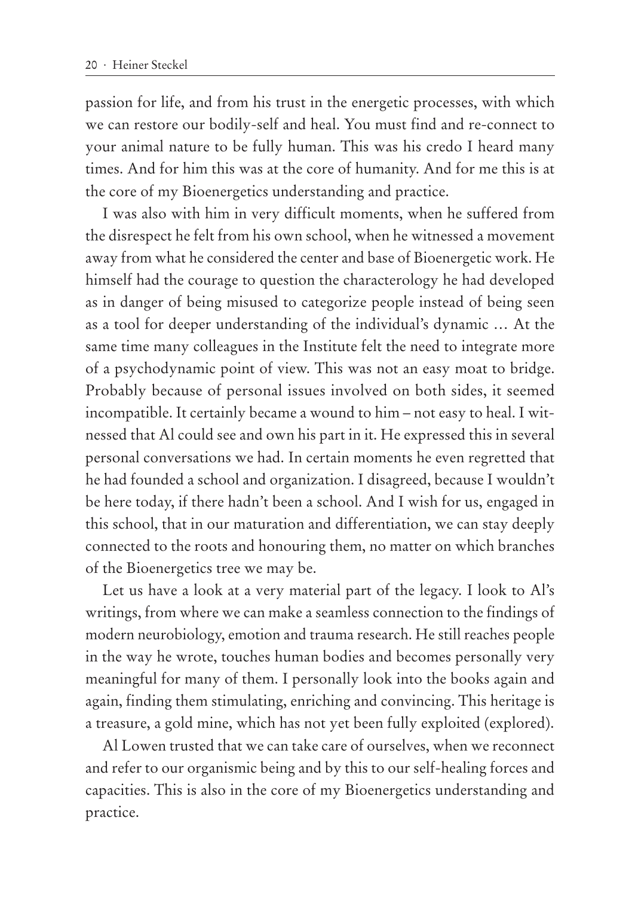passion for life, and from his trust in the energetic processes, with which we can restore our bodily-self and heal. You must find and re-connect to your animal nature to be fully human. This was his credo I heard many times. And for him this was at the core of humanity. And for me this is at the core of my Bioenergetics understanding and practice.

I was also with him in very difficult moments, when he suffered from the disrespect he felt from his own school, when he witnessed a movement away from what he considered the center and base of Bioenergetic work. He himself had the courage to question the characterology he had developed as in danger of being misused to categorize people instead of being seen as a tool for deeper understanding of the individual's dynamic … At the same time many colleagues in the Institute felt the need to integrate more of a psychodynamic point of view. This was not an easy moat to bridge. Probably because of personal issues involved on both sides, it seemed incompatible. It certainly became a wound to him – not easy to heal. I witnessed that Al could see and own his part in it. He expressed this in several personal conversations we had. In certain moments he even regretted that he had founded a school and organization. I disagreed, because I wouldn't be here today, if there hadn't been a school. And I wish for us, engaged in this school, that in our maturation and differentiation, we can stay deeply connected to the roots and honouring them, no matter on which branches of the Bioenergetics tree we may be.

Let us have a look at a very material part of the legacy. I look to Al's writings, from where we can make a seamless connection to the findings of modern neurobiology, emotion and trauma research. He still reaches people in the way he wrote, touches human bodies and becomes personally very meaningful for many of them. I personally look into the books again and again, finding them stimulating, enriching and convincing. This heritage is a treasure, a gold mine, which has not yet been fully exploited (explored).

Al Lowen trusted that we can take care of ourselves, when we reconnect and refer to our organismic being and by this to our self-healing forces and capacities. This is also in the core of my Bioenergetics understanding and practice.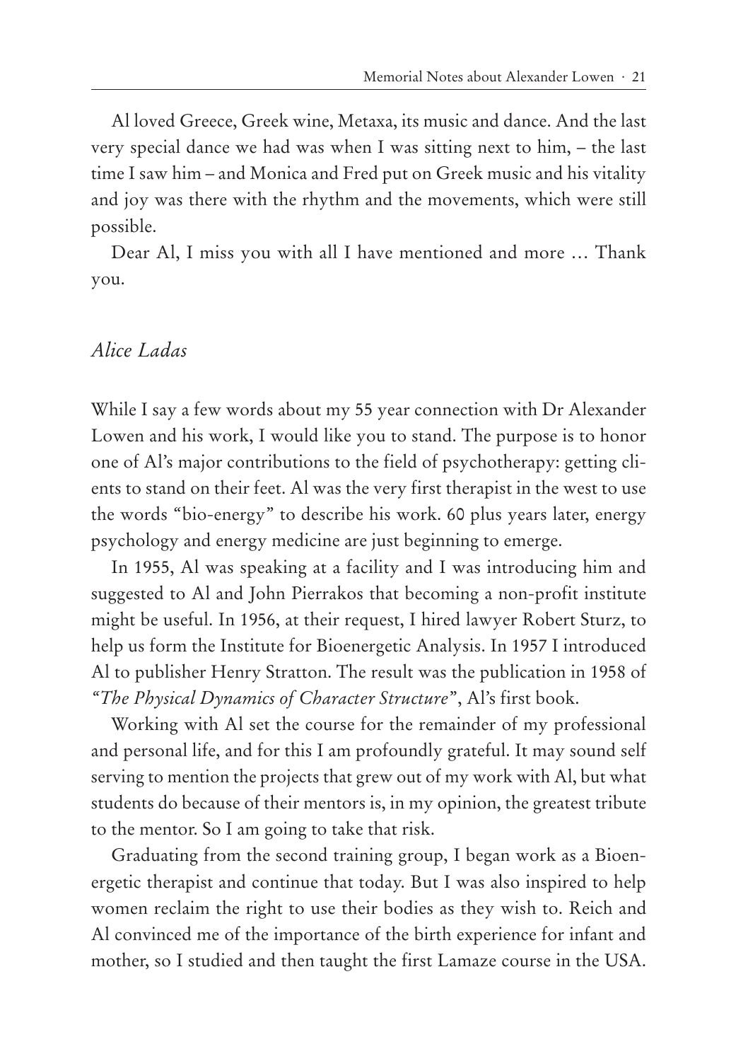Al loved Greece, Greek wine, Metaxa, its music and dance. And the last very special dance we had was when I was sitting next to him, – the last time I saw him – and Monica and Fred put on Greek music and his vitality and joy was there with the rhythm and the movements, which were still possible.

Dear Al, I miss you with all I have mentioned and more … Thank you.

## *Alice Ladas*

While I say a few words about my 55 year connection with Dr Alexander Lowen and his work, I would like you to stand. The purpose is to honor one of Al's major contributions to the field of psychotherapy: getting clients to stand on their feet. Al was the very first therapist in the west to use the words "bio-energy" to describe his work. 60 plus years later, energy psychology and energy medicine are just beginning to emerge.

In 1955, Al was speaking at a facility and I was introducing him and suggested to Al and John Pierrakos that becoming a non-profit institute might be useful. In 1956, at their request, I hired lawyer Robert Sturz, to help us form the Institute for Bioenergetic Analysis. In 1957 I introduced Al to publisher Henry Stratton. The result was the publication in 1958 of "*The Physical Dynamics of Character Structure*", Al's first book.

Working with Al set the course for the remainder of my professional and personal life, and for this I am profoundly grateful. It may sound self serving to mention the projects that grew out of my work with Al, but what students do because of their mentors is, in my opinion, the greatest tribute to the mentor. So I am going to take that risk.

Graduating from the second training group, I began work as a Bioenergetic therapist and continue that today. But I was also inspired to help women reclaim the right to use their bodies as they wish to. Reich and Al convinced me of the importance of the birth experience for infant and mother, so I studied and then taught the first Lamaze course in the USA.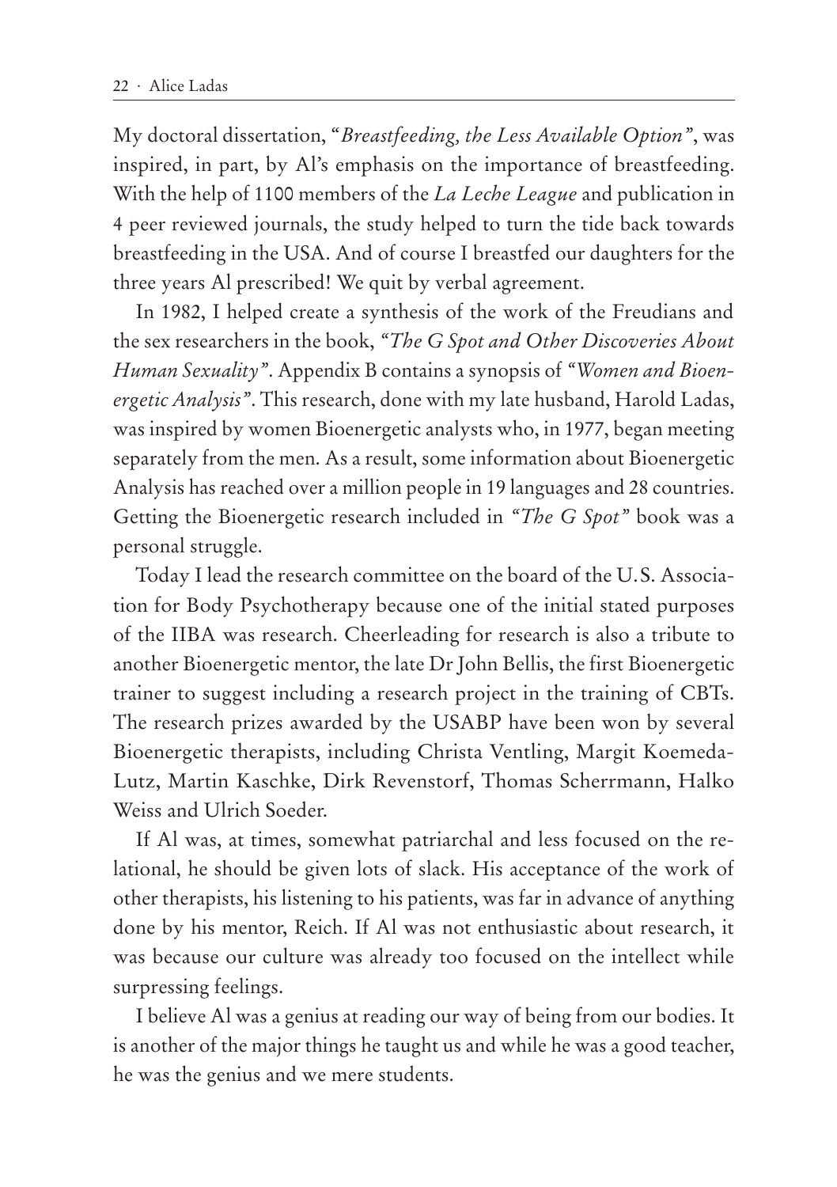My doctoral dissertation, "*Breastfeeding, the Less Available Option*", was inspired, in part, by Al's emphasis on the importance of breastfeeding. With the help of 1100 members of the *La Leche League* and publication in 4 peer reviewed journals, the study helped to turn the tide back towards breastfeeding in the USA. And of course I breastfed our daughters for the three years Al prescribed! We quit by verbal agreement.

In 1982, I helped create a synthesis of the work of the Freudians and the sex researchers in the book, *"The G Spot and Other Discoveries About Human Sexuality"*. Appendix B contains a synopsis of *"Women and Bioenergetic Analysis"*. This research, done with my late husband, Harold Ladas, was inspired by women Bioenergetic analysts who, in 1977, began meeting separately from the men. As a result, some information about Bioenergetic Analysis has reached over a million people in 19 languages and 28 countries. Getting the Bioenergetic research included in *"The G Spot"* book was a personal struggle.

Today I lead the research committee on the board of the U.S. Association for Body Psychotherapy because one of the initial stated purposes of the IIBA was research. Cheerleading for research is also a tribute to another Bioenergetic mentor, the late Dr John Bellis, the first Bioenergetic trainer to suggest including a research project in the training of CBTs. The research prizes awarded by the USABP have been won by several Bioenergetic therapists, including Christa Ventling, Margit Koemeda-Lutz, Martin Kaschke, Dirk Revenstorf, Thomas Scherrmann, Halko Weiss and Ulrich Soeder.

If Al was, at times, somewhat patriarchal and less focused on the relational, he should be given lots of slack. His acceptance of the work of other therapists, his listening to his patients, was far in advance of anything done by his mentor, Reich. If Al was not enthusiastic about research, it was because our culture was already too focused on the intellect while surpressing feelings.

I believe Al was a genius at reading our way of being from our bodies. It is another of the major things he taught us and while he was a good teacher, he was the genius and we mere students.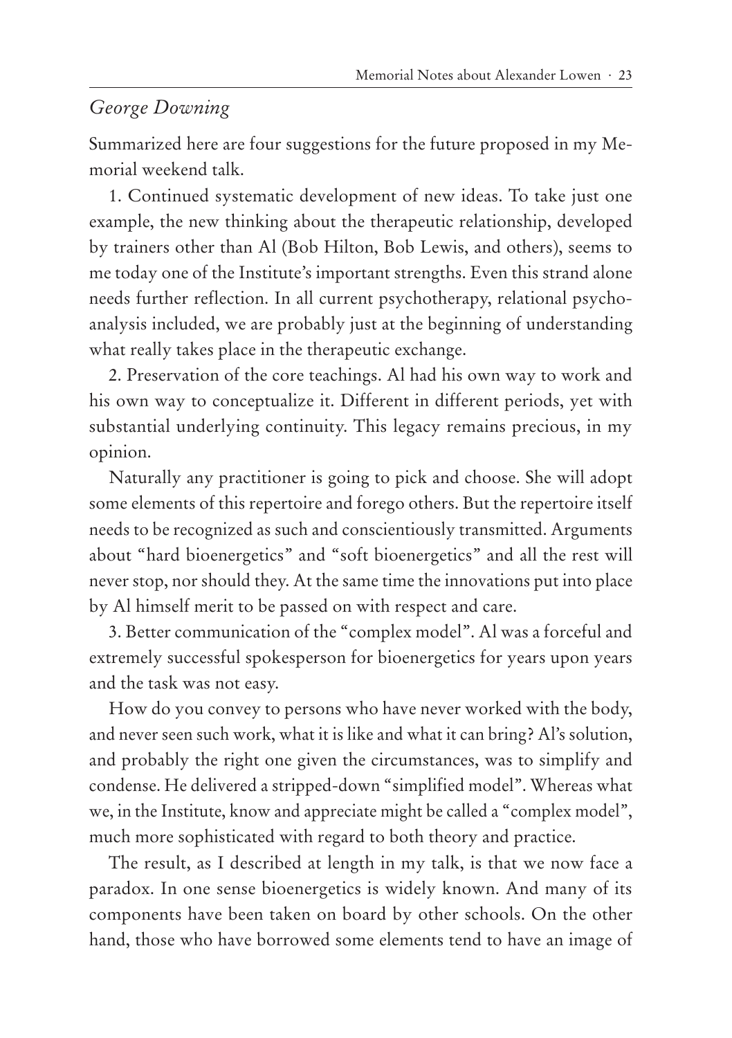*George Downing*

Summarized here are four suggestions for the future proposed in my Memorial weekend talk.

1. Continued systematic development of new ideas. To take just one example, the new thinking about the therapeutic relationship, developed by trainers other than Al (Bob Hilton, Bob Lewis, and others), seems to me today one of the Institute's important strengths. Even this strand alone needs further reflection. In all current psychotherapy, relational psychoanalysis included, we are probably just at the beginning of understanding what really takes place in the therapeutic exchange.

2. Preservation of the core teachings. Al had his own way to work and his own way to conceptualize it. Different in different periods, yet with substantial underlying continuity. This legacy remains precious, in my opinion.

Naturally any practitioner is going to pick and choose. She will adopt some elements of this repertoire and forego others. But the repertoire itself needs to be recognized as such and conscientiously transmitted. Arguments about "hard bioenergetics" and "soft bioenergetics" and all the rest will never stop, nor should they. At the same time the innovations put into place by Al himself merit to be passed on with respect and care.

3. Better communication of the "complex model". Al was a forceful and extremely successful spokesperson for bioenergetics for years upon years and the task was not easy.

How do you convey to persons who have never worked with the body, and never seen such work, what it is like and what it can bring? Al's solution, and probably the right one given the circumstances, was to simplify and condense. He delivered a stripped-down "simplified model". Whereas what we, in the Institute, know and appreciate might be called a "complex model", much more sophisticated with regard to both theory and practice.

The result, as I described at length in my talk, is that we now face a paradox. In one sense bioenergetics is widely known. And many of its components have been taken on board by other schools. On the other hand, those who have borrowed some elements tend to have an image of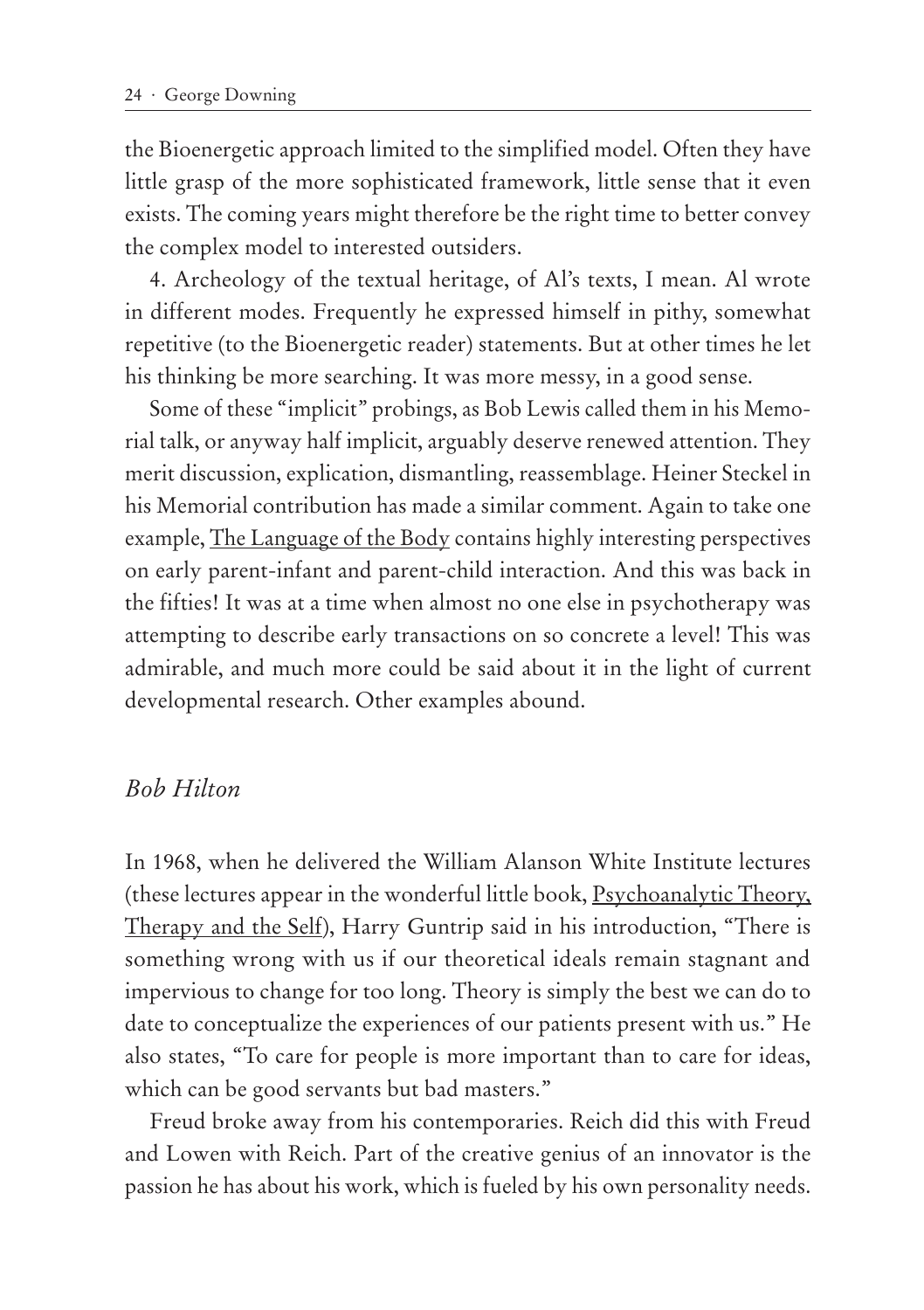the Bioenergetic approach limited to the simplified model. Often they have little grasp of the more sophisticated framework, little sense that it even exists. The coming years might therefore be the right time to better convey the complex model to interested outsiders.

4. Archeology of the textual heritage, of Al's texts, I mean. Al wrote in different modes. Frequently he expressed himself in pithy, somewhat repetitive (to the Bioenergetic reader) statements. But at other times he let his thinking be more searching. It was more messy, in a good sense.

Some of these "implicit" probings, as Bob Lewis called them in his Memorial talk, or anyway half implicit, arguably deserve renewed attention. They merit discussion, explication, dismantling, reassemblage. Heiner Steckel in his Memorial contribution has made a similar comment. Again to take one example, The Language of the Body contains highly interesting perspectives on early parent-infant and parent-child interaction. And this was back in the fifties! It was at a time when almost no one else in psychotherapy was attempting to describe early transactions on so concrete a level! This was admirable, and much more could be said about it in the light of current developmental research. Other examples abound.

### *Bob Hilton*

In 1968, when he delivered the William Alanson White Institute lectures (these lectures appear in the wonderful little book, Psychoanalytic Theory, Therapy and the Self), Harry Guntrip said in his introduction, "There is something wrong with us if our theoretical ideals remain stagnant and impervious to change for too long. Theory is simply the best we can do to date to conceptualize the experiences of our patients present with us." He also states, "To care for people is more important than to care for ideas, which can be good servants but bad masters."

Freud broke away from his contemporaries. Reich did this with Freud and Lowen with Reich. Part of the creative genius of an innovator is the passion he has about his work, which is fueled by his own personality needs.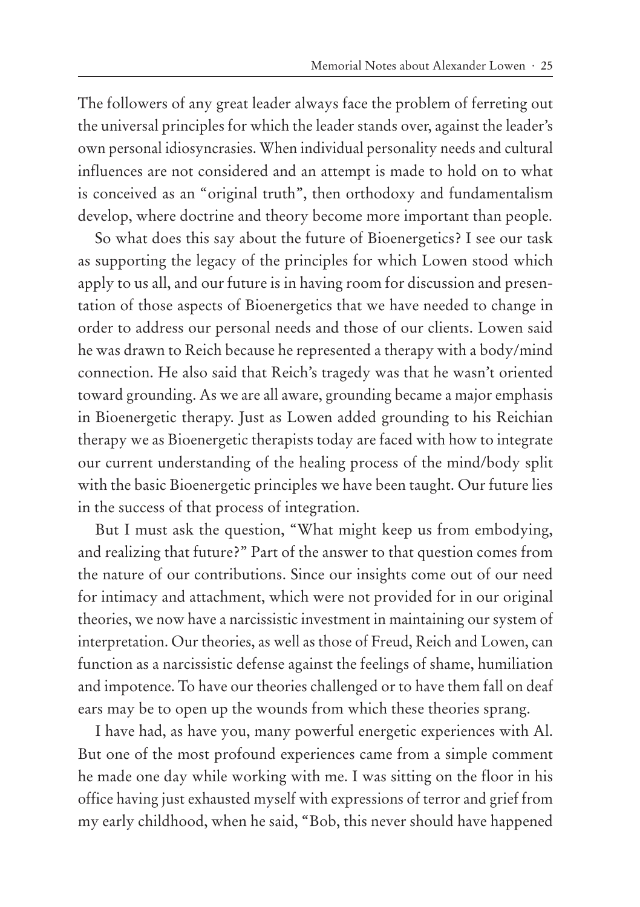The followers of any great leader always face the problem of ferreting out the universal principles for which the leader stands over, against the leader's own personal idiosyncrasies. When individual personality needs and cultural influences are not considered and an attempt is made to hold on to what is conceived as an "original truth", then orthodoxy and fundamentalism develop, where doctrine and theory become more important than people.

So what does this say about the future of Bioenergetics? I see our task as supporting the legacy of the principles for which Lowen stood which apply to us all, and our future is in having room for discussion and presentation of those aspects of Bioenergetics that we have needed to change in order to address our personal needs and those of our clients. Lowen said he was drawn to Reich because he represented a therapy with a body/mind connection. He also said that Reich's tragedy was that he wasn't oriented toward grounding. As we are all aware, grounding became a major emphasis in Bioenergetic therapy. Just as Lowen added grounding to his Reichian therapy we as Bioenergetic therapists today are faced with how to integrate our current understanding of the healing process of the mind/body split with the basic Bioenergetic principles we have been taught. Our future lies in the success of that process of integration.

But I must ask the question, "What might keep us from embodying, and realizing that future?" Part of the answer to that question comes from the nature of our contributions. Since our insights come out of our need for intimacy and attachment, which were not provided for in our original theories, we now have a narcissistic investment in maintaining our system of interpretation. Our theories, as well as those of Freud, Reich and Lowen, can function as a narcissistic defense against the feelings of shame, humiliation and impotence. To have our theories challenged or to have them fall on deaf ears may be to open up the wounds from which these theories sprang.

I have had, as have you, many powerful energetic experiences with Al. But one of the most profound experiences came from a simple comment he made one day while working with me. I was sitting on the floor in his office having just exhausted myself with expressions of terror and grief from my early childhood, when he said, "Bob, this never should have happened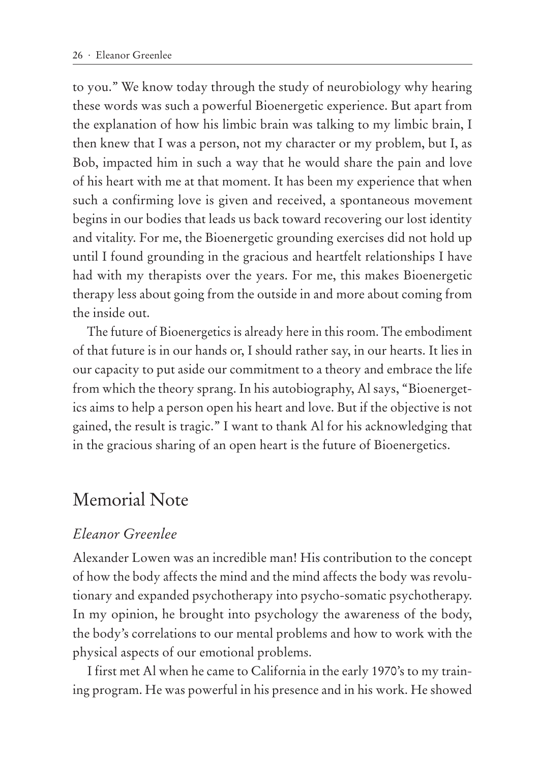to you." We know today through the study of neurobiology why hearing these words was such a powerful Bioenergetic experience. But apart from the explanation of how his limbic brain was talking to my limbic brain, I then knew that I was a person, not my character or my problem, but I, as Bob, impacted him in such a way that he would share the pain and love of his heart with me at that moment. It has been my experience that when such a confirming love is given and received, a spontaneous movement begins in our bodies that leads us back toward recovering our lost identity and vitality. For me, the Bioenergetic grounding exercises did not hold up until I found grounding in the gracious and heartfelt relationships I have had with my therapists over the years. For me, this makes Bioenergetic therapy less about going from the outside in and more about coming from the inside out.

The future of Bioenergetics is already here in this room. The embodiment of that future is in our hands or, I should rather say, in our hearts. It lies in our capacity to put aside our commitment to a theory and embrace the life from which the theory sprang. In his autobiography, Al says, "Bioenergetics aims to help a person open his heart and love. But if the objective is not gained, the result is tragic." I want to thank Al for his acknowledging that in the gracious sharing of an open heart is the future of Bioenergetics.

## Memorial Note

### *Eleanor Greenlee*

Alexander Lowen was an incredible man! His contribution to the concept of how the body affects the mind and the mind affects the body was revolutionary and expanded psychotherapy into psycho-somatic psychotherapy. In my opinion, he brought into psychology the awareness of the body, the body's correlations to our mental problems and how to work with the physical aspects of our emotional problems.

I first met Al when he came to California in the early 1970's to my training program. He was powerful in his presence and in his work. He showed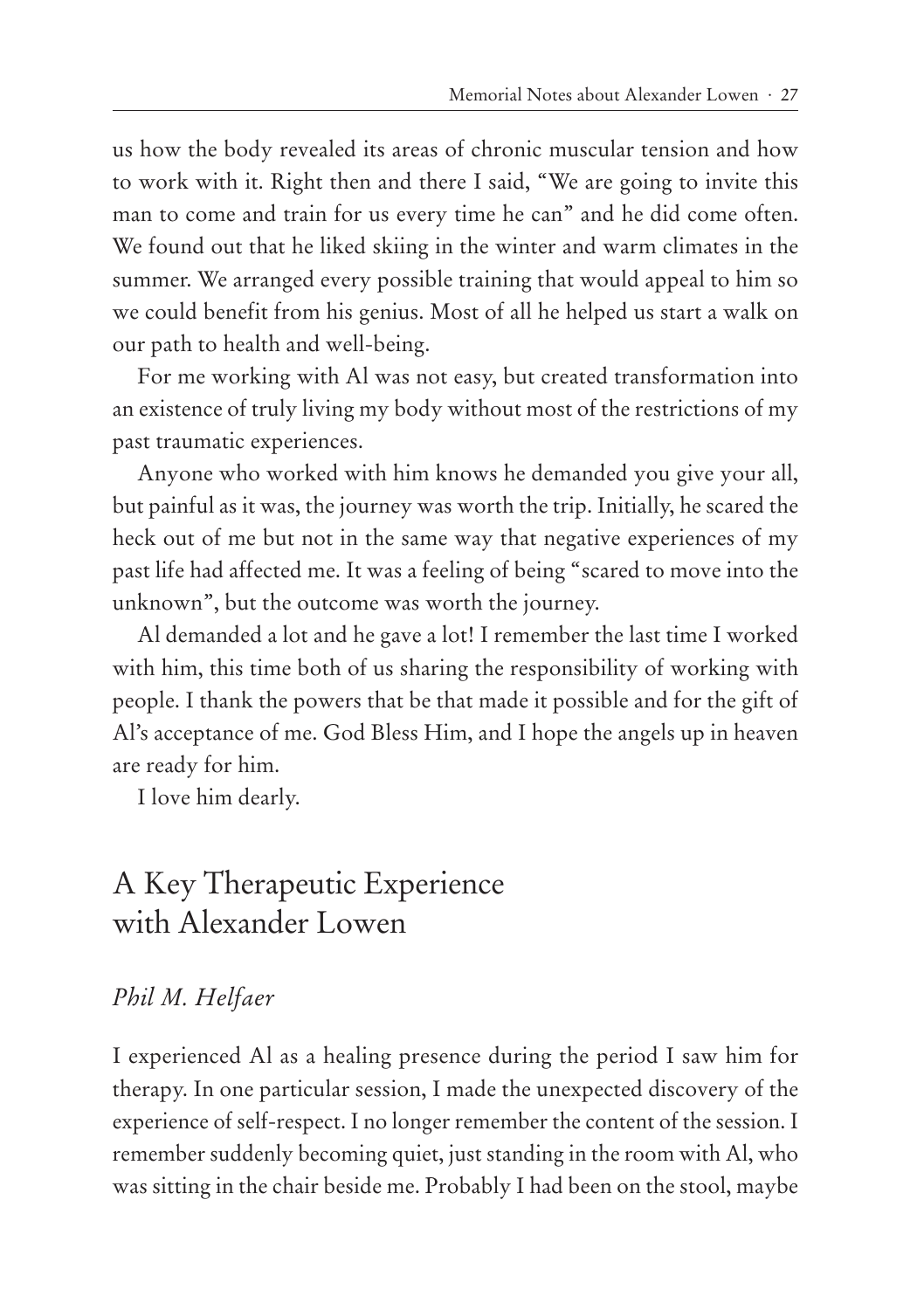us how the body revealed its areas of chronic muscular tension and how to work with it. Right then and there I said, "We are going to invite this man to come and train for us every time he can" and he did come often. We found out that he liked skiing in the winter and warm climates in the summer. We arranged every possible training that would appeal to him so we could benefit from his genius. Most of all he helped us start a walk on our path to health and well-being.

For me working with Al was not easy, but created transformation into an existence of truly living my body without most of the restrictions of my past traumatic experiences.

Anyone who worked with him knows he demanded you give your all, but painful as it was, the journey was worth the trip. Initially, he scared the heck out of me but not in the same way that negative experiences of my past life had affected me. It was a feeling of being "scared to move into the unknown", but the outcome was worth the journey.

Al demanded a lot and he gave a lot! I remember the last time I worked with him, this time both of us sharing the responsibility of working with people. I thank the powers that be that made it possible and for the gift of Al's acceptance of me. God Bless Him, and I hope the angels up in heaven are ready for him.

I love him dearly.

## A Key Therapeutic Experience with Alexander Lowen

*Phil M. Helfaer*

I experienced Al as a healing presence during the period I saw him for therapy. In one particular session, I made the unexpected discovery of the experience of self-respect. I no longer remember the content of the session. I remember suddenly becoming quiet, just standing in the room with Al, who was sitting in the chair beside me. Probably I had been on the stool, maybe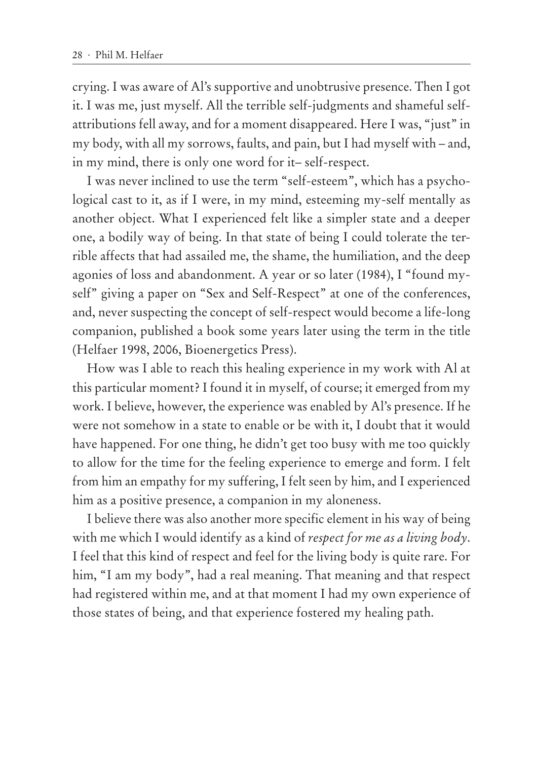crying. I was aware of Al's supportive and unobtrusive presence. Then I got it. I was me, just myself. All the terrible self-judgments and shameful self-attributions fell away, and for a moment disappeared. Here I was, "just" in my body, with all my sorrows, faults, and pain, but I had myself with – and, in my mind, there is only one word for it– self-respect.

I was never inclined to use the term "self-esteem", which has a psychological cast to it, as if I were, in my mind, esteeming my-self mentally as another object. What I experienced felt like a simpler state and a deeper one, a bodily way of being. In that state of being I could tolerate the terrible affects that had assailed me, the shame, the humiliation, and the deep agonies of loss and abandonment. A year or so later (1984), I "found myself" giving a paper on "Sex and Self-Respect" at one of the conferences, and, never suspecting the concept of self-respect would become a life-long companion, published a book some years later using the term in the title (Helfaer 1998, 2006, Bioenergetics Press).

How was I able to reach this healing experience in my work with Al at this particular moment? I found it in myself, of course; it emerged from my work. I believe, however, the experience was enabled by Al's presence. If he were not somehow in a state to enable or be with it, I doubt that it would have happened. For one thing, he didn't get too busy with me too quickly to allow for the time for the feeling experience to emerge and form. I felt from him an empathy for my suffering, I felt seen by him, and I experienced him as a positive presence, a companion in my aloneness.

I believe there was also another more specific element in his way of being with me which I would identify as a kind of *respect for me as a living body*. I feel that this kind of respect and feel for the living body is quite rare. For him, "I am my body", had a real meaning. That meaning and that respect had registered within me, and at that moment I had my own experience of those states of being, and that experience fostered my healing path.